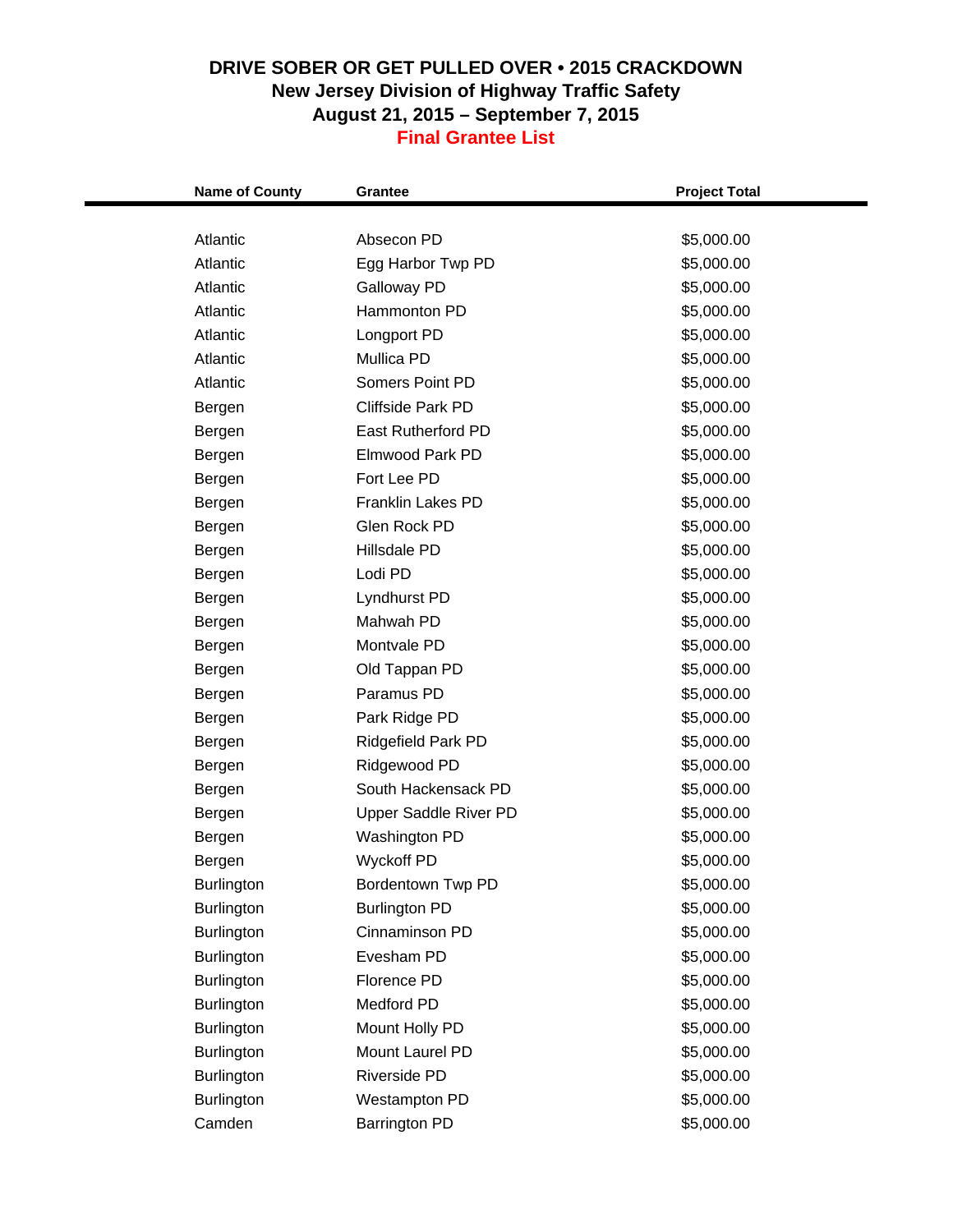# DRIVE SOBER OR GET PULLED OVER • 2015 CRACKDOWN

## New Jersey Division of Highway Traffic Safety

## August 21, 2015 – September 7, 2015

## Final Grantee List

| Name of County | Grantee | Project Total |
|---|---|---|
| Atlantic | Absecon PD | $5,000.00 |
| Atlantic | Egg Harbor Twp PD | $5,000.00 |
| Atlantic | Galloway PD | $5,000.00 |
| Atlantic | Hammonton PD | $5,000.00 |
| Atlantic | Longport PD | $5,000.00 |
| Atlantic | Mullica PD | $5,000.00 |
| Atlantic | Somers Point PD | $5,000.00 |
| Bergen | Cliffside Park PD | $5,000.00 |
| Bergen | East Rutherford PD | $5,000.00 |
| Bergen | Elmwood Park PD | $5,000.00 |
| Bergen | Fort Lee PD | $5,000.00 |
| Bergen | Franklin Lakes PD | $5,000.00 |
| Bergen | Glen Rock PD | $5,000.00 |
| Bergen | Hillsdale PD | $5,000.00 |
| Bergen | Lodi PD | $5,000.00 |
| Bergen | Lyndhurst PD | $5,000.00 |
| Bergen | Mahwah PD | $5,000.00 |
| Bergen | Montvale PD | $5,000.00 |
| Bergen | Old Tappan PD | $5,000.00 |
| Bergen | Paramus PD | $5,000.00 |
| Bergen | Park Ridge PD | $5,000.00 |
| Bergen | Ridgefield Park PD | $5,000.00 |
| Bergen | Ridgewood PD | $5,000.00 |
| Bergen | South Hackensack PD | $5,000.00 |
| Bergen | Upper Saddle River PD | $5,000.00 |
| Bergen | Washington PD | $5,000.00 |
| Bergen | Wyckoff PD | $5,000.00 |
| Burlington | Bordentown Twp PD | $5,000.00 |
| Burlington | Burlington PD | $5,000.00 |
| Burlington | Cinnaminson PD | $5,000.00 |
| Burlington | Evesham PD | $5,000.00 |
| Burlington | Florence PD | $5,000.00 |
| Burlington | Medford PD | $5,000.00 |
| Burlington | Mount Holly PD | $5,000.00 |
| Burlington | Mount Laurel PD | $5,000.00 |
| Burlington | Riverside PD | $5,000.00 |
| Burlington | Westampton PD | $5,000.00 |
| Camden | Barrington PD | $5,000.00 |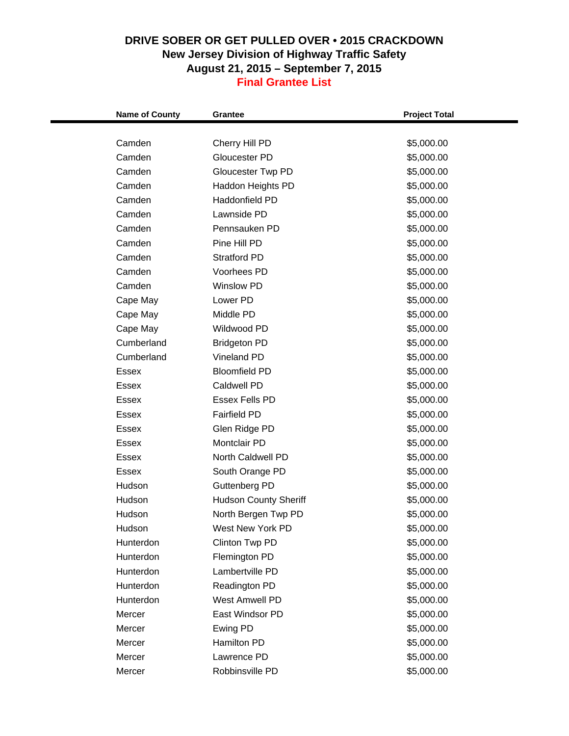**DRIVE SOBER OR GET PULLED OVER • 2015 CRACKDOWN**
**New Jersey Division of Highway Traffic Safety**
**August 21, 2015 – September 7, 2015**
**Final Grantee List**

| Name of County | Grantee | Project Total |
|---|---|---|
| Camden | Cherry Hill PD | $5,000.00 |
| Camden | Gloucester PD | $5,000.00 |
| Camden | Gloucester Twp PD | $5,000.00 |
| Camden | Haddon Heights PD | $5,000.00 |
| Camden | Haddonfield PD | $5,000.00 |
| Camden | Lawnside PD | $5,000.00 |
| Camden | Pennsauken PD | $5,000.00 |
| Camden | Pine Hill PD | $5,000.00 |
| Camden | Stratford PD | $5,000.00 |
| Camden | Voorhees PD | $5,000.00 |
| Camden | Winslow PD | $5,000.00 |
| Cape May | Lower PD | $5,000.00 |
| Cape May | Middle PD | $5,000.00 |
| Cape May | Wildwood PD | $5,000.00 |
| Cumberland | Bridgeton PD | $5,000.00 |
| Cumberland | Vineland PD | $5,000.00 |
| Essex | Bloomfield PD | $5,000.00 |
| Essex | Caldwell PD | $5,000.00 |
| Essex | Essex Fells PD | $5,000.00 |
| Essex | Fairfield PD | $5,000.00 |
| Essex | Glen Ridge PD | $5,000.00 |
| Essex | Montclair PD | $5,000.00 |
| Essex | North Caldwell PD | $5,000.00 |
| Essex | South Orange PD | $5,000.00 |
| Hudson | Guttenberg PD | $5,000.00 |
| Hudson | Hudson County Sheriff | $5,000.00 |
| Hudson | North Bergen Twp PD | $5,000.00 |
| Hudson | West New York PD | $5,000.00 |
| Hunterdon | Clinton Twp PD | $5,000.00 |
| Hunterdon | Flemington PD | $5,000.00 |
| Hunterdon | Lambertville PD | $5,000.00 |
| Hunterdon | Readington PD | $5,000.00 |
| Hunterdon | West Amwell PD | $5,000.00 |
| Mercer | East Windsor PD | $5,000.00 |
| Mercer | Ewing PD | $5,000.00 |
| Mercer | Hamilton PD | $5,000.00 |
| Mercer | Lawrence PD | $5,000.00 |
| Mercer | Robbinsville PD | $5,000.00 |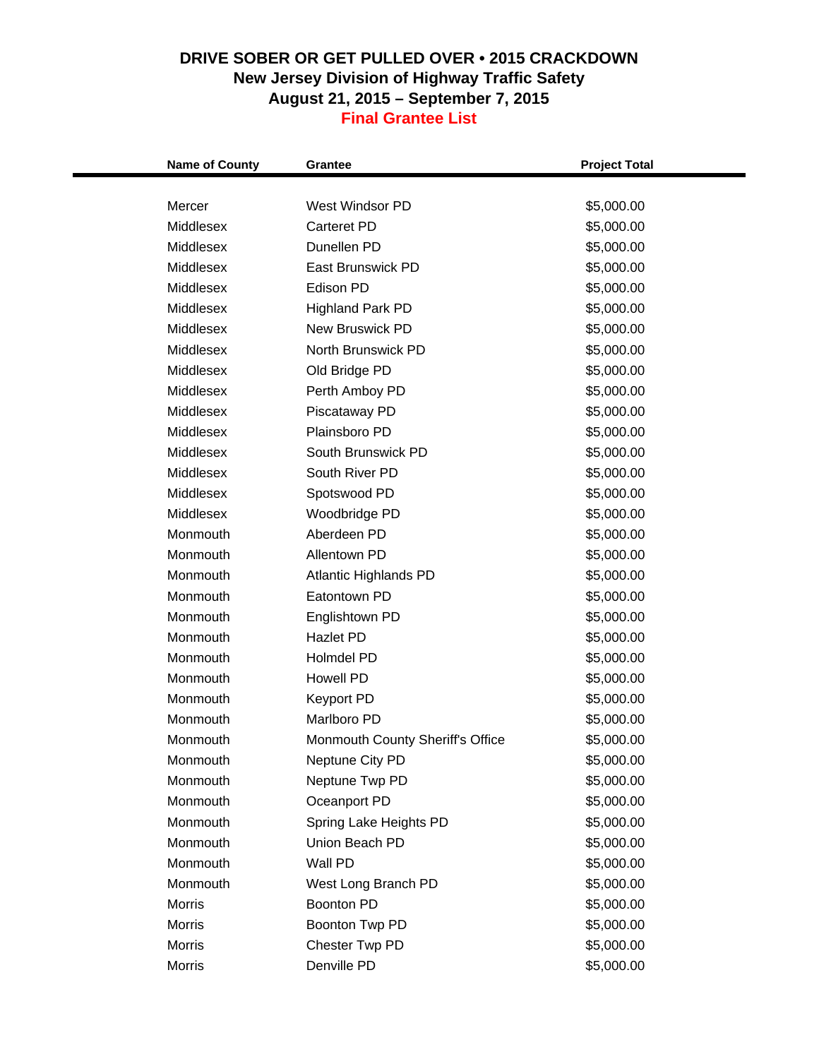# DRIVE SOBER OR GET PULLED OVER • 2015 CRACKDOWN

## New Jersey Division of Highway Traffic Safety

## August 21, 2015 – September 7, 2015

## Final Grantee List

| Name of County | Grantee | Project Total |
|---|---|---|
| Mercer | West Windsor PD | $5,000.00 |
| Middlesex | Carteret PD | $5,000.00 |
| Middlesex | Dunellen PD | $5,000.00 |
| Middlesex | East Brunswick PD | $5,000.00 |
| Middlesex | Edison PD | $5,000.00 |
| Middlesex | Highland Park PD | $5,000.00 |
| Middlesex | New Bruswick PD | $5,000.00 |
| Middlesex | North Brunswick PD | $5,000.00 |
| Middlesex | Old Bridge PD | $5,000.00 |
| Middlesex | Perth Amboy PD | $5,000.00 |
| Middlesex | Piscataway PD | $5,000.00 |
| Middlesex | Plainsboro PD | $5,000.00 |
| Middlesex | South Brunswick PD | $5,000.00 |
| Middlesex | South River PD | $5,000.00 |
| Middlesex | Spotswood PD | $5,000.00 |
| Middlesex | Woodbridge PD | $5,000.00 |
| Monmouth | Aberdeen PD | $5,000.00 |
| Monmouth | Allentown PD | $5,000.00 |
| Monmouth | Atlantic Highlands PD | $5,000.00 |
| Monmouth | Eatontown PD | $5,000.00 |
| Monmouth | Englishtown PD | $5,000.00 |
| Monmouth | Hazlet PD | $5,000.00 |
| Monmouth | Holmdel PD | $5,000.00 |
| Monmouth | Howell PD | $5,000.00 |
| Monmouth | Keyport PD | $5,000.00 |
| Monmouth | Marlboro PD | $5,000.00 |
| Monmouth | Monmouth County Sheriff's Office | $5,000.00 |
| Monmouth | Neptune City PD | $5,000.00 |
| Monmouth | Neptune Twp PD | $5,000.00 |
| Monmouth | Oceanport PD | $5,000.00 |
| Monmouth | Spring Lake Heights PD | $5,000.00 |
| Monmouth | Union Beach PD | $5,000.00 |
| Monmouth | Wall PD | $5,000.00 |
| Monmouth | West Long Branch PD | $5,000.00 |
| Morris | Boonton PD | $5,000.00 |
| Morris | Boonton Twp PD | $5,000.00 |
| Morris | Chester Twp PD | $5,000.00 |
| Morris | Denville PD | $5,000.00 |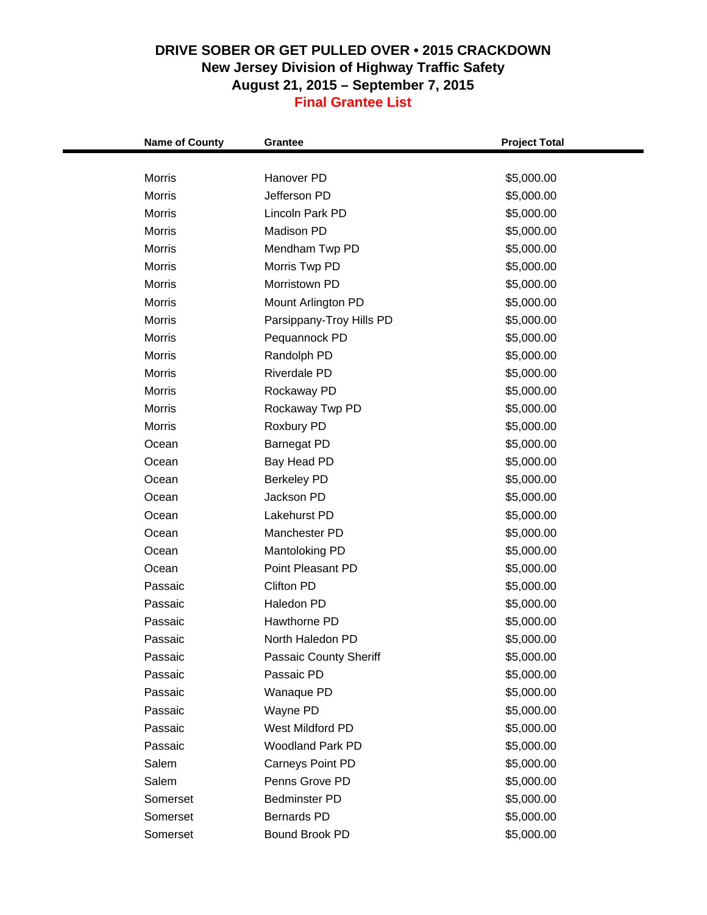## DRIVE SOBER OR GET PULLED OVER • 2015 CRACKDOWN
## New Jersey Division of Highway Traffic Safety
## August 21, 2015 – September 7, 2015
## Final Grantee List

| Name of County | Grantee | Project Total |
|---|---|---|
| Morris | Hanover PD | $5,000.00 |
| Morris | Jefferson PD | $5,000.00 |
| Morris | Lincoln Park PD | $5,000.00 |
| Morris | Madison PD | $5,000.00 |
| Morris | Mendham Twp PD | $5,000.00 |
| Morris | Morris Twp PD | $5,000.00 |
| Morris | Morristown PD | $5,000.00 |
| Morris | Mount Arlington PD | $5,000.00 |
| Morris | Parsippany-Troy Hills PD | $5,000.00 |
| Morris | Pequannock PD | $5,000.00 |
| Morris | Randolph PD | $5,000.00 |
| Morris | Riverdale PD | $5,000.00 |
| Morris | Rockaway PD | $5,000.00 |
| Morris | Rockaway Twp PD | $5,000.00 |
| Morris | Roxbury PD | $5,000.00 |
| Ocean | Barnegat PD | $5,000.00 |
| Ocean | Bay Head PD | $5,000.00 |
| Ocean | Berkeley PD | $5,000.00 |
| Ocean | Jackson PD | $5,000.00 |
| Ocean | Lakehurst PD | $5,000.00 |
| Ocean | Manchester PD | $5,000.00 |
| Ocean | Mantoloking PD | $5,000.00 |
| Ocean | Point Pleasant PD | $5,000.00 |
| Passaic | Clifton PD | $5,000.00 |
| Passaic | Haledon PD | $5,000.00 |
| Passaic | Hawthorne PD | $5,000.00 |
| Passaic | North Haledon PD | $5,000.00 |
| Passaic | Passaic County Sheriff | $5,000.00 |
| Passaic | Passaic PD | $5,000.00 |
| Passaic | Wanaque PD | $5,000.00 |
| Passaic | Wayne PD | $5,000.00 |
| Passaic | West Mildford PD | $5,000.00 |
| Passaic | Woodland Park PD | $5,000.00 |
| Salem | Carneys Point PD | $5,000.00 |
| Salem | Penns Grove PD | $5,000.00 |
| Somerset | Bedminster PD | $5,000.00 |
| Somerset | Bernards PD | $5,000.00 |
| Somerset | Bound Brook PD | $5,000.00 |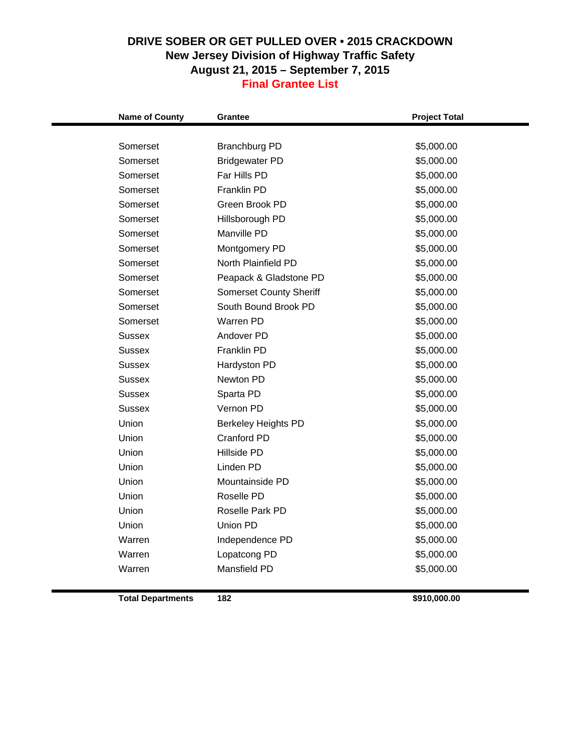## DRIVE SOBER OR GET PULLED OVER • 2015 CRACKDOWN
## New Jersey Division of Highway Traffic Safety
## August 21, 2015 – September 7, 2015
## Final Grantee List

| Name of County | Grantee | Project Total |
|---|---|---|
| Somerset | Branchburg PD | $5,000.00 |
| Somerset | Bridgewater PD | $5,000.00 |
| Somerset | Far Hills PD | $5,000.00 |
| Somerset | Franklin PD | $5,000.00 |
| Somerset | Green Brook PD | $5,000.00 |
| Somerset | Hillsborough PD | $5,000.00 |
| Somerset | Manville PD | $5,000.00 |
| Somerset | Montgomery PD | $5,000.00 |
| Somerset | North Plainfield PD | $5,000.00 |
| Somerset | Peapack & Gladstone PD | $5,000.00 |
| Somerset | Somerset County Sheriff | $5,000.00 |
| Somerset | South Bound Brook PD | $5,000.00 |
| Somerset | Warren PD | $5,000.00 |
| Sussex | Andover PD | $5,000.00 |
| Sussex | Franklin PD | $5,000.00 |
| Sussex | Hardyston PD | $5,000.00 |
| Sussex | Newton PD | $5,000.00 |
| Sussex | Sparta PD | $5,000.00 |
| Sussex | Vernon PD | $5,000.00 |
| Union | Berkeley Heights PD | $5,000.00 |
| Union | Cranford PD | $5,000.00 |
| Union | Hillside PD | $5,000.00 |
| Union | Linden PD | $5,000.00 |
| Union | Mountainside PD | $5,000.00 |
| Union | Roselle PD | $5,000.00 |
| Union | Roselle Park PD | $5,000.00 |
| Union | Union PD | $5,000.00 |
| Warren | Independence PD | $5,000.00 |
| Warren | Lopatcong PD | $5,000.00 |
| Warren | Mansfield PD | $5,000.00 |
| **Total Departments** | **182** | **$910,000.00** |